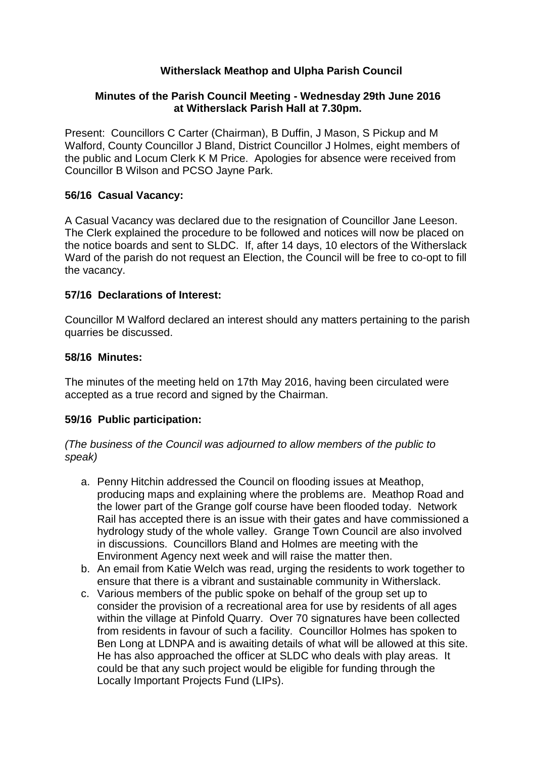# Witherslack Meathop and Ulpha Parish Council

## Minutes of the Parish Council Meeting - Wednesday 29th June 2016 at Witherslack Parish Hall at 7.30pm.

Present: Councillors C Carter (Chairman), B Duffin, J Mason, S Pickup and M Walford, County Councillor J Bland, District Councillor J Holmes, eight members of the public and Locum Clerk K M Price. Apologies for absence were received from Councillor B Wilson and PCSO Jayne Park.

### 56/16 Casual Vacancy:

A Casual Vacancy was declared due to the resignation of Councillor Jane Leeson. The Clerk explained the procedure to be followed and notices will now be placed on the notice boards and sent to SLDC. If, after 14 days, 10 electors of the Witherslack Ward of the parish do not request an Election, the Council will be free to co-opt to fill the vacancy.

### 57/16 Declarations of Interest:

Councillor M Walford declared an interest should any matters pertaining to the parish quarries be discussed.

### 58/16 Minutes:

The minutes of the meeting held on 17th May 2016, having been circulated were accepted as a true record and signed by the Chairman.

### 59/16 Public participation:

*(The business of the Council was adjourned to allow members of the public to speak)*

a. Penny Hitchin addressed the Council on flooding issues at Meathop, producing maps and explaining where the problems are. Meathop Road and the lower part of the Grange golf course have been flooded today. Network Rail has accepted there is an issue with their gates and have commissioned a hydrology study of the whole valley. Grange Town Council are also involved in discussions. Councillors Bland and Holmes are meeting with the Environment Agency next week and will raise the matter then.
b. An email from Katie Welch was read, urging the residents to work together to ensure that there is a vibrant and sustainable community in Witherslack.
c. Various members of the public spoke on behalf of the group set up to consider the provision of a recreational area for use by residents of all ages within the village at Pinfold Quarry. Over 70 signatures have been collected from residents in favour of such a facility. Councillor Holmes has spoken to Ben Long at LDNPA and is awaiting details of what will be allowed at this site. He has also approached the officer at SLDC who deals with play areas. It could be that any such project would be eligible for funding through the Locally Important Projects Fund (LIPs).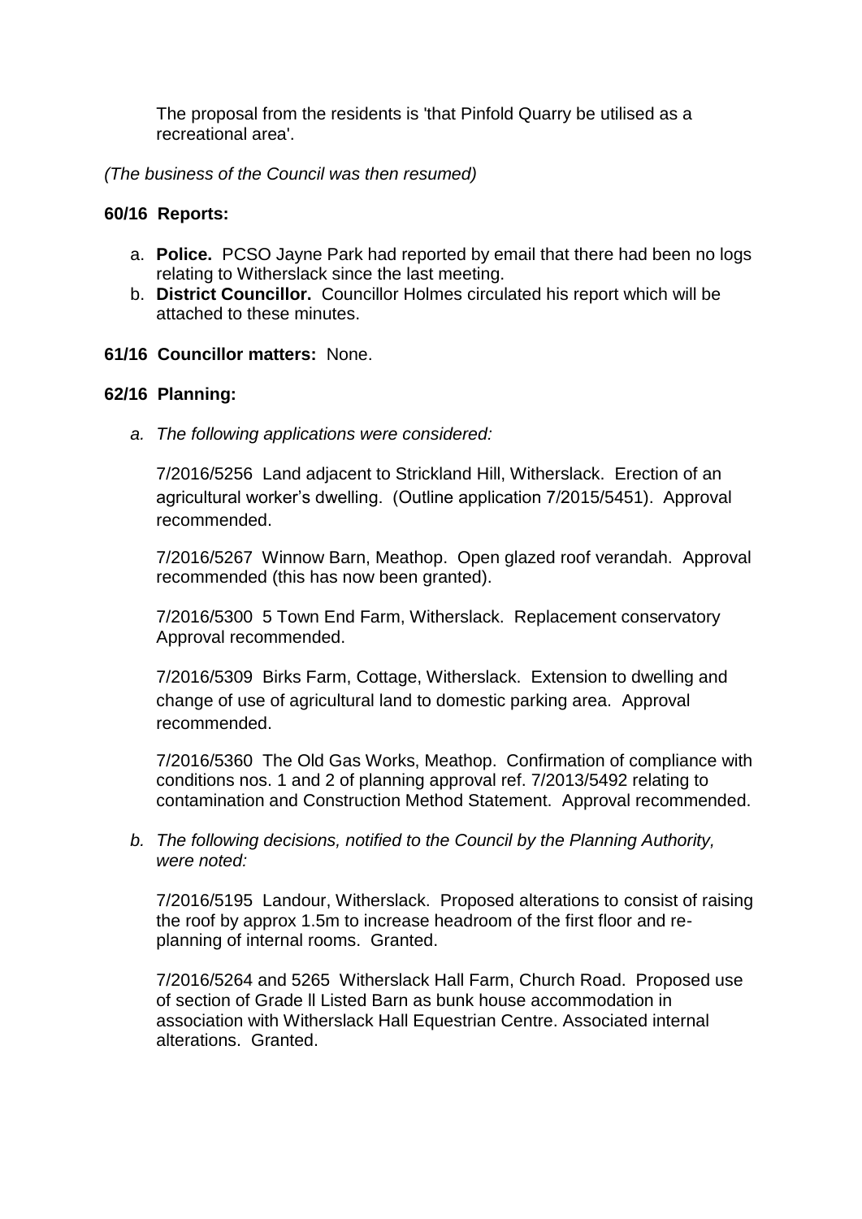The proposal from the residents is 'that Pinfold Quarry be utilised as a recreational area'.

*(The business of the Council was then resumed)*

**60/16 Reports:**

a. **Police.** PCSO Jayne Park had reported by email that there had been no logs relating to Witherslack since the last meeting.
b. **District Councillor.** Councillor Holmes circulated his report which will be attached to these minutes.

**61/16 Councillor matters:** None.

**62/16 Planning:**

a. *The following applications were considered:*

   7/2016/5256 Land adjacent to Strickland Hill, Witherslack. Erection of an agricultural worker's dwelling. (Outline application 7/2015/5451). Approval recommended.

   7/2016/5267 Winnow Barn, Meathop. Open glazed roof verandah. Approval recommended (this has now been granted).

   7/2016/5300 5 Town End Farm, Witherslack. Replacement conservatory Approval recommended.

   7/2016/5309 Birks Farm, Cottage, Witherslack. Extension to dwelling and change of use of agricultural land to domestic parking area. Approval recommended.

   7/2016/5360 The Old Gas Works, Meathop. Confirmation of compliance with conditions nos. 1 and 2 of planning approval ref. 7/2013/5492 relating to contamination and Construction Method Statement. Approval recommended.

b. *The following decisions, notified to the Council by the Planning Authority, were noted:*

   7/2016/5195 Landour, Witherslack. Proposed alterations to consist of raising the roof by approx 1.5m to increase headroom of the first floor and re-planning of internal rooms. Granted.

   7/2016/5264 and 5265 Witherslack Hall Farm, Church Road. Proposed use of section of Grade ll Listed Barn as bunk house accommodation in association with Witherslack Hall Equestrian Centre. Associated internal alterations. Granted.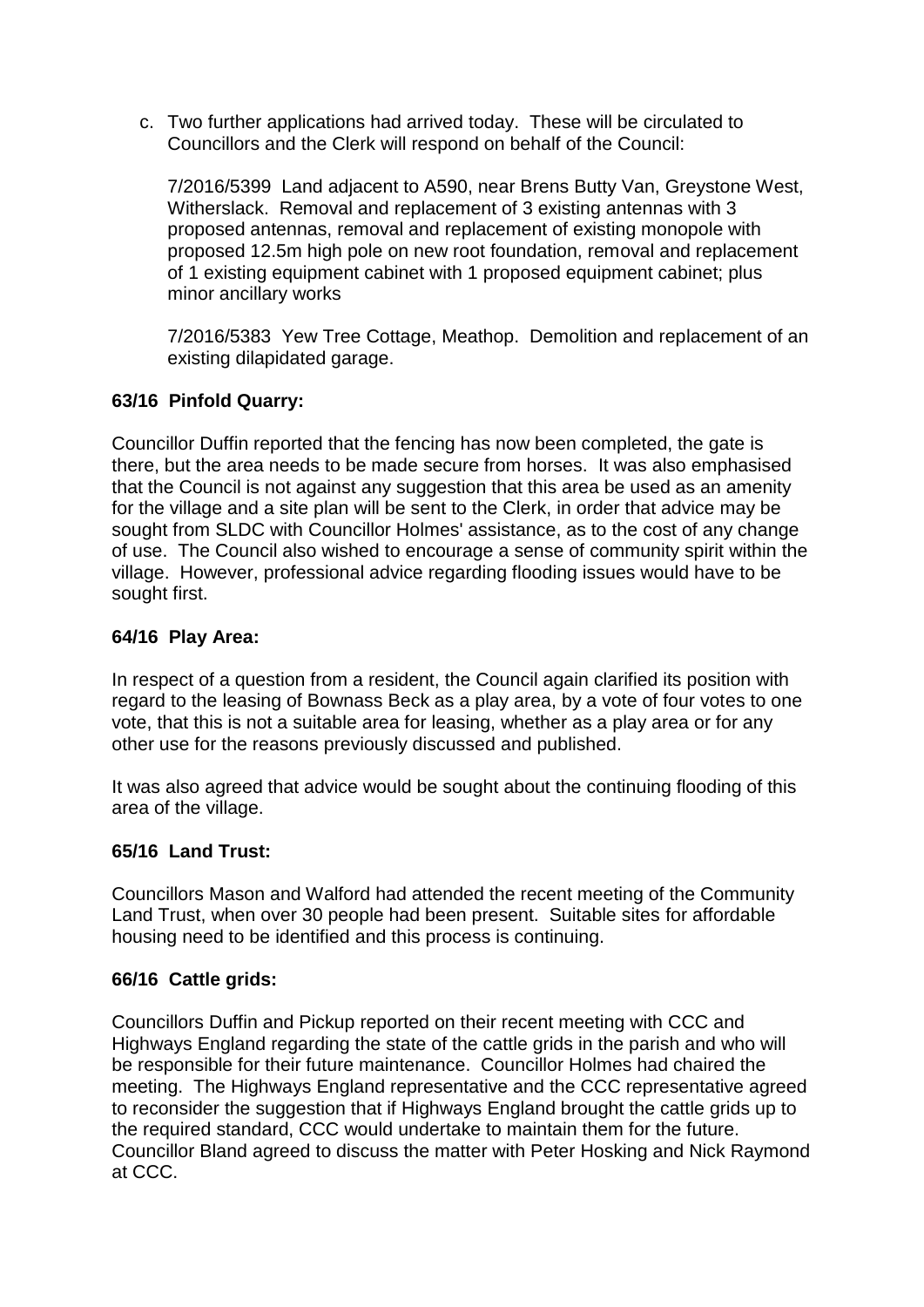c. Two further applications had arrived today. These will be circulated to Councillors and the Clerk will respond on behalf of the Council:

   7/2016/5399 Land adjacent to A590, near Brens Butty Van, Greystone West, Witherslack. Removal and replacement of 3 existing antennas with 3 proposed antennas, removal and replacement of existing monopole with proposed 12.5m high pole on new root foundation, removal and replacement of 1 existing equipment cabinet with 1 proposed equipment cabinet; plus minor ancillary works

   7/2016/5383 Yew Tree Cottage, Meathop. Demolition and replacement of an existing dilapidated garage.

**63/16 Pinfold Quarry:**

Councillor Duffin reported that the fencing has now been completed, the gate is there, but the area needs to be made secure from horses. It was also emphasised that the Council is not against any suggestion that this area be used as an amenity for the village and a site plan will be sent to the Clerk, in order that advice may be sought from SLDC with Councillor Holmes' assistance, as to the cost of any change of use. The Council also wished to encourage a sense of community spirit within the village. However, professional advice regarding flooding issues would have to be sought first.

**64/16 Play Area:**

In respect of a question from a resident, the Council again clarified its position with regard to the leasing of Bownass Beck as a play area, by a vote of four votes to one vote, that this is not a suitable area for leasing, whether as a play area or for any other use for the reasons previously discussed and published.

It was also agreed that advice would be sought about the continuing flooding of this area of the village.

**65/16 Land Trust:**

Councillors Mason and Walford had attended the recent meeting of the Community Land Trust, when over 30 people had been present. Suitable sites for affordable housing need to be identified and this process is continuing.

**66/16 Cattle grids:**

Councillors Duffin and Pickup reported on their recent meeting with CCC and Highways England regarding the state of the cattle grids in the parish and who will be responsible for their future maintenance. Councillor Holmes had chaired the meeting. The Highways England representative and the CCC representative agreed to reconsider the suggestion that if Highways England brought the cattle grids up to the required standard, CCC would undertake to maintain them for the future. Councillor Bland agreed to discuss the matter with Peter Hosking and Nick Raymond at CCC.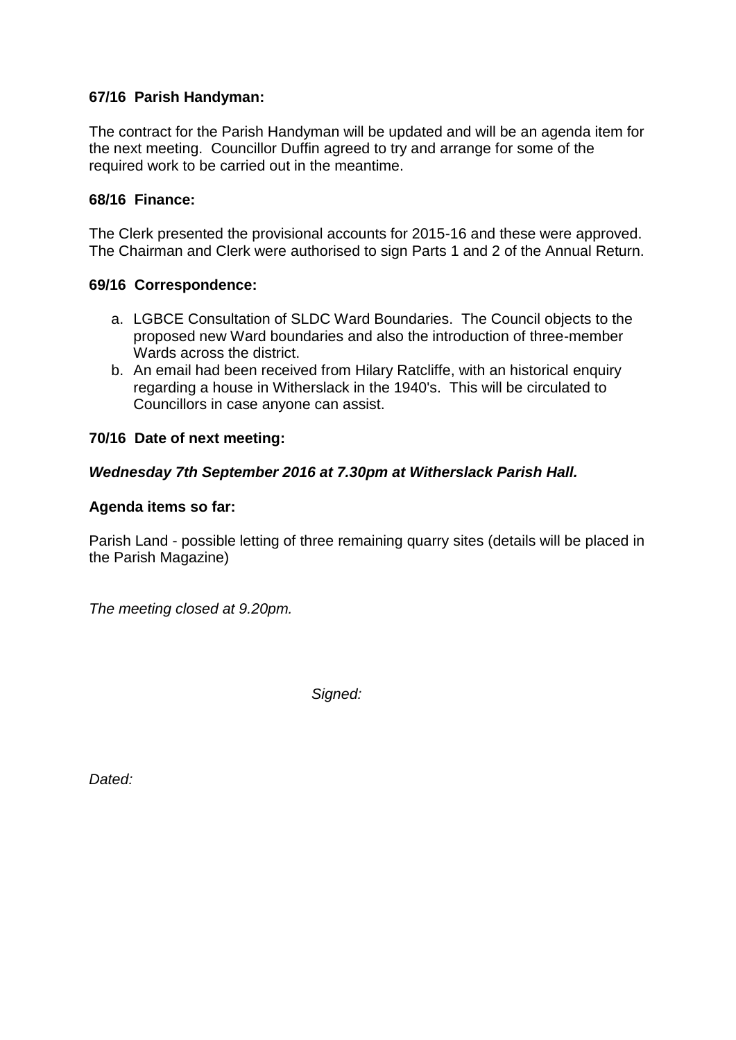**67/16 Parish Handyman:**

The contract for the Parish Handyman will be updated and will be an agenda item for the next meeting. Councillor Duffin agreed to try and arrange for some of the required work to be carried out in the meantime.

**68/16 Finance:**

The Clerk presented the provisional accounts for 2015-16 and these were approved. The Chairman and Clerk were authorised to sign Parts 1 and 2 of the Annual Return.

**69/16 Correspondence:**

a. LGBCE Consultation of SLDC Ward Boundaries. The Council objects to the proposed new Ward boundaries and also the introduction of three-member Wards across the district.
b. An email had been received from Hilary Ratcliffe, with an historical enquiry regarding a house in Witherslack in the 1940's. This will be circulated to Councillors in case anyone can assist.

**70/16 Date of next meeting:**

***Wednesday 7th September 2016 at 7.30pm at Witherslack Parish Hall.***

**Agenda items so far:**

Parish Land - possible letting of three remaining quarry sites (details will be placed in the Parish Magazine)

*The meeting closed at 9.20pm.*

*Signed:*

*Dated:*